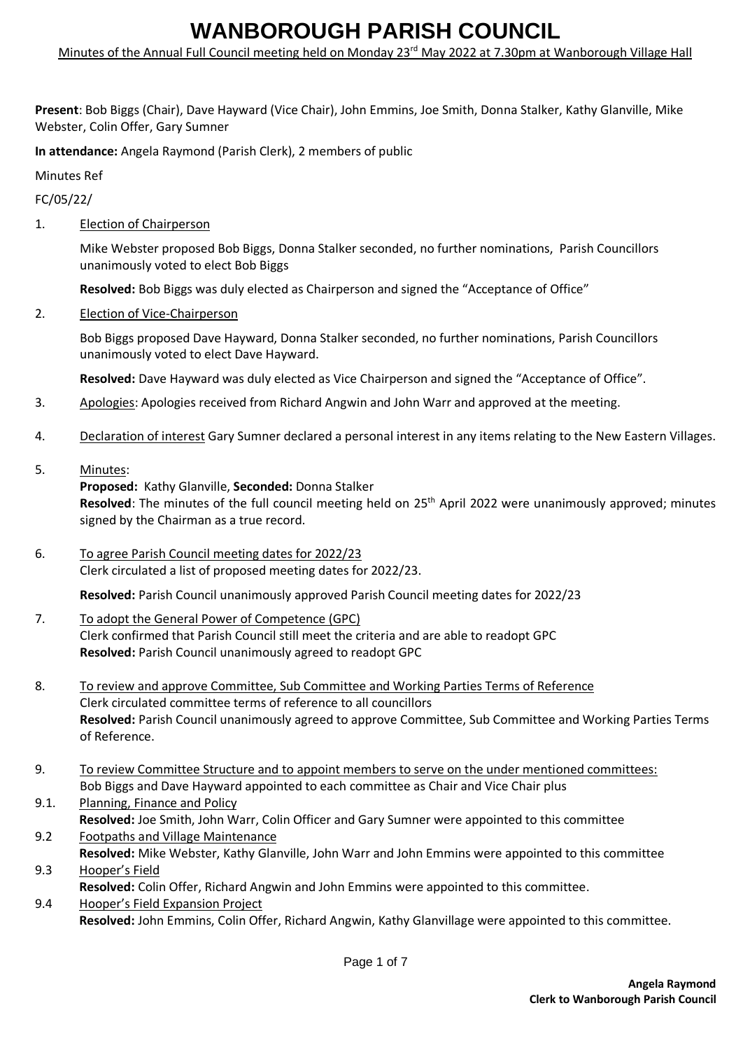# WANBOROUGH PARISH COUNCIL

Minutes of the Annual Full Council meeting held on Monday 23rd May 2022 at 7.30pm at Wanborough Village Hall

**Present**: Bob Biggs (Chair), Dave Hayward (Vice Chair), John Emmins, Joe Smith, Donna Stalker, Kathy Glanville, Mike Webster, Colin Offer, Gary Sumner

**In attendance:** Angela Raymond (Parish Clerk), 2 members of public

Minutes Ref

FC/05/22/

1. Election of Chairperson

   Mike Webster proposed Bob Biggs, Donna Stalker seconded, no further nominations, Parish Councillors unanimously voted to elect Bob Biggs

   **Resolved:** Bob Biggs was duly elected as Chairperson and signed the "Acceptance of Office"

2. Election of Vice-Chairperson

   Bob Biggs proposed Dave Hayward, Donna Stalker seconded, no further nominations, Parish Councillors unanimously voted to elect Dave Hayward.

   **Resolved:** Dave Hayward was duly elected as Vice Chairperson and signed the "Acceptance of Office".

3. Apologies: Apologies received from Richard Angwin and John Warr and approved at the meeting.

4. Declaration of interest Gary Sumner declared a personal interest in any items relating to the New Eastern Villages.

5. Minutes:
   **Proposed:** Kathy Glanville, **Seconded:** Donna Stalker
   **Resolved**: The minutes of the full council meeting held on 25th April 2022 were unanimously approved; minutes signed by the Chairman as a true record.

6. To agree Parish Council meeting dates for 2022/23
   Clerk circulated a list of proposed meeting dates for 2022/23.

   **Resolved:** Parish Council unanimously approved Parish Council meeting dates for 2022/23

7. To adopt the General Power of Competence (GPC)
   Clerk confirmed that Parish Council still meet the criteria and are able to readopt GPC
   **Resolved:** Parish Council unanimously agreed to readopt GPC

8. To review and approve Committee, Sub Committee and Working Parties Terms of Reference
   Clerk circulated committee terms of reference to all councillors
   **Resolved:** Parish Council unanimously agreed to approve Committee, Sub Committee and Working Parties Terms of Reference.

9. To review Committee Structure and to appoint members to serve on the under mentioned committees:
   Bob Biggs and Dave Hayward appointed to each committee as Chair and Vice Chair plus

9.1. Planning, Finance and Policy
   **Resolved:** Joe Smith, John Warr, Colin Officer and Gary Sumner were appointed to this committee

9.2 Footpaths and Village Maintenance
   **Resolved:** Mike Webster, Kathy Glanville, John Warr and John Emmins were appointed to this committee

9.3 Hooper's Field
   **Resolved:** Colin Offer, Richard Angwin and John Emmins were appointed to this committee.

9.4 Hooper's Field Expansion Project
   **Resolved:** John Emmins, Colin Offer, Richard Angwin, Kathy Glanvillage were appointed to this committee.

**Angela Raymond**
**Clerk to Wanborough Parish Council**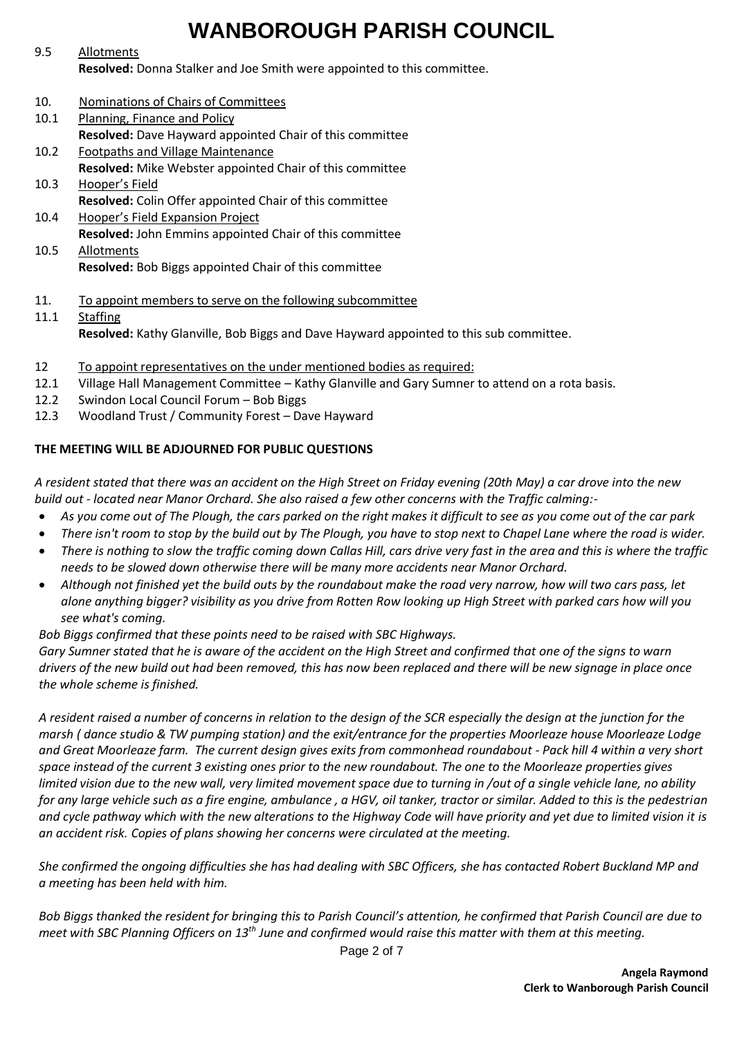9.5 Allotments
**Resolved:** Donna Stalker and Joe Smith were appointed to this committee.

10. Nominations of Chairs of Committees

10.1 Planning, Finance and Policy
**Resolved:** Dave Hayward appointed Chair of this committee

10.2 Footpaths and Village Maintenance
**Resolved:** Mike Webster appointed Chair of this committee

10.3 Hooper's Field
**Resolved:** Colin Offer appointed Chair of this committee

10.4 Hooper's Field Expansion Project
**Resolved:** John Emmins appointed Chair of this committee

10.5 Allotments
**Resolved:** Bob Biggs appointed Chair of this committee

11. To appoint members to serve on the following subcommittee

11.1 Staffing
**Resolved:** Kathy Glanville, Bob Biggs and Dave Hayward appointed to this sub committee.

12 To appoint representatives on the under mentioned bodies as required:

12.1 Village Hall Management Committee – Kathy Glanville and Gary Sumner to attend on a rota basis.

12.2 Swindon Local Council Forum – Bob Biggs

12.3 Woodland Trust / Community Forest – Dave Hayward

**THE MEETING WILL BE ADJOURNED FOR PUBLIC QUESTIONS**

*A resident stated that there was an accident on the High Street on Friday evening (20th May) a car drove into the new build out - located near Manor Orchard. She also raised a few other concerns with the Traffic calming:-*

- *As you come out of The Plough, the cars parked on the right makes it difficult to see as you come out of the car park*
- *There isn't room to stop by the build out by The Plough, you have to stop next to Chapel Lane where the road is wider.*
- *There is nothing to slow the traffic coming down Callas Hill, cars drive very fast in the area and this is where the traffic needs to be slowed down otherwise there will be many more accidents near Manor Orchard.*
- *Although not finished yet the build outs by the roundabout make the road very narrow, how will two cars pass, let alone anything bigger? visibility as you drive from Rotten Row looking up High Street with parked cars how will you see what's coming.*

*Bob Biggs confirmed that these points need to be raised with SBC Highways.*
*Gary Sumner stated that he is aware of the accident on the High Street and confirmed that one of the signs to warn drivers of the new build out had been removed, this has now been replaced and there will be new signage in place once the whole scheme is finished.*

*A resident raised a number of concerns in relation to the design of the SCR especially the design at the junction for the marsh ( dance studio & TW pumping station) and the exit/entrance for the properties Moorleaze house Moorleaze Lodge and Great Moorleaze farm. The current design gives exits from commonhead roundabout - Pack hill 4 within a very short space instead of the current 3 existing ones prior to the new roundabout. The one to the Moorleaze properties gives limited vision due to the new wall, very limited movement space due to turning in /out of a single vehicle lane, no ability for any large vehicle such as a fire engine, ambulance , a HGV, oil tanker, tractor or similar. Added to this is the pedestrian and cycle pathway which with the new alterations to the Highway Code will have priority and yet due to limited vision it is an accident risk. Copies of plans showing her concerns were circulated at the meeting.*

*She confirmed the ongoing difficulties she has had dealing with SBC Officers, she has contacted Robert Buckland MP and a meeting has been held with him.*

*Bob Biggs thanked the resident for bringing this to Parish Council's attention, he confirmed that Parish Council are due to meet with SBC Planning Officers on 13th June and confirmed would raise this matter with them at this meeting.*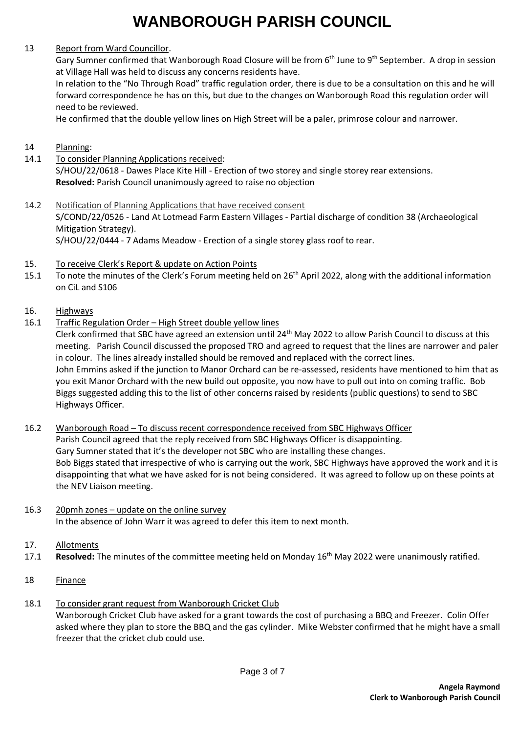# WANBOROUGH PARISH COUNCIL

13 Report from Ward Councillor.

Gary Sumner confirmed that Wanborough Road Closure will be from 6th June to 9th September. A drop in session at Village Hall was held to discuss any concerns residents have.

In relation to the "No Through Road" traffic regulation order, there is due to be a consultation on this and he will forward correspondence he has on this, but due to the changes on Wanborough Road this regulation order will need to be reviewed.

He confirmed that the double yellow lines on High Street will be a paler, primrose colour and narrower.

14 Planning:

14.1 To consider Planning Applications received:

S/HOU/22/0618 - Dawes Place Kite Hill - Erection of two storey and single storey rear extensions.

**Resolved:** Parish Council unanimously agreed to raise no objection

14.2 Notification of Planning Applications that have received consent

S/COND/22/0526 - Land At Lotmead Farm Eastern Villages - Partial discharge of condition 38 (Archaeological Mitigation Strategy).

S/HOU/22/0444 - 7 Adams Meadow - Erection of a single storey glass roof to rear.

15. To receive Clerk's Report & update on Action Points

15.1 To note the minutes of the Clerk's Forum meeting held on 26th April 2022, along with the additional information on CiL and S106

16. Highways

16.1 Traffic Regulation Order – High Street double yellow lines

Clerk confirmed that SBC have agreed an extension until 24th May 2022 to allow Parish Council to discuss at this meeting. Parish Council discussed the proposed TRO and agreed to request that the lines are narrower and paler in colour. The lines already installed should be removed and replaced with the correct lines.

John Emmins asked if the junction to Manor Orchard can be re-assessed, residents have mentioned to him that as you exit Manor Orchard with the new build out opposite, you now have to pull out into on coming traffic. Bob Biggs suggested adding this to the list of other concerns raised by residents (public questions) to send to SBC Highways Officer.

16.2 Wanborough Road – To discuss recent correspondence received from SBC Highways Officer

Parish Council agreed that the reply received from SBC Highways Officer is disappointing.

Gary Sumner stated that it's the developer not SBC who are installing these changes.

Bob Biggs stated that irrespective of who is carrying out the work, SBC Highways have approved the work and it is disappointing that what we have asked for is not being considered. It was agreed to follow up on these points at the NEV Liaison meeting.

16.3 20pmh zones – update on the online survey

In the absence of John Warr it was agreed to defer this item to next month.

17. Allotments

17.1 **Resolved:** The minutes of the committee meeting held on Monday 16th May 2022 were unanimously ratified.

18 Finance

18.1 To consider grant request from Wanborough Cricket Club

Wanborough Cricket Club have asked for a grant towards the cost of purchasing a BBQ and Freezer. Colin Offer asked where they plan to store the BBQ and the gas cylinder. Mike Webster confirmed that he might have a small freezer that the cricket club could use.

**Angela Raymond**
**Clerk to Wanborough Parish Council**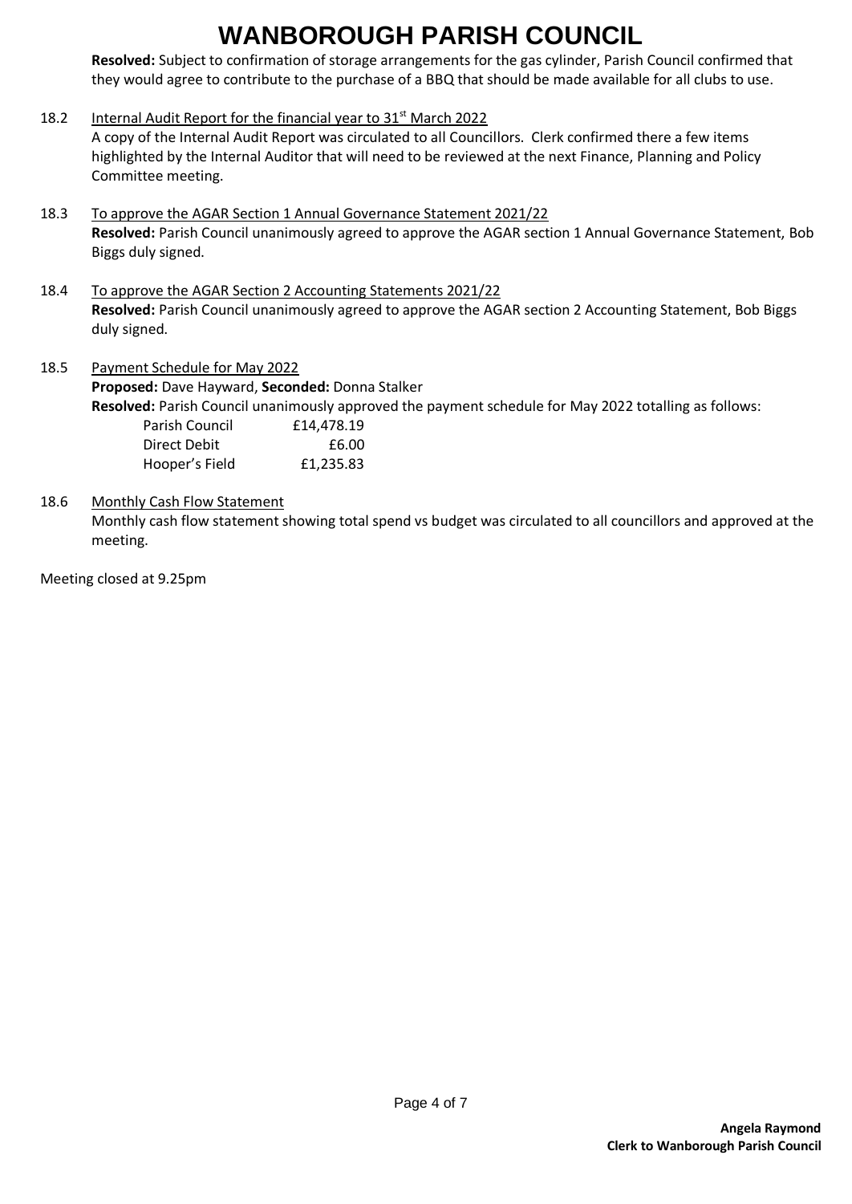**Resolved:** Subject to confirmation of storage arrangements for the gas cylinder, Parish Council confirmed that they would agree to contribute to the purchase of a BBQ that should be made available for all clubs to use.

18.2 Internal Audit Report for the financial year to 31st March 2022

A copy of the Internal Audit Report was circulated to all Councillors. Clerk confirmed there a few items highlighted by the Internal Auditor that will need to be reviewed at the next Finance, Planning and Policy Committee meeting.

18.3 To approve the AGAR Section 1 Annual Governance Statement 2021/22

**Resolved:** Parish Council unanimously agreed to approve the AGAR section 1 Annual Governance Statement, Bob Biggs duly signed.

18.4 To approve the AGAR Section 2 Accounting Statements 2021/22

**Resolved:** Parish Council unanimously agreed to approve the AGAR section 2 Accounting Statement, Bob Biggs duly signed.

18.5 Payment Schedule for May 2022

**Proposed:** Dave Hayward, **Seconded:** Donna Stalker

**Resolved:** Parish Council unanimously approved the payment schedule for May 2022 totalling as follows:

| | |
|---|---|
| Parish Council | £14,478.19 |
| Direct Debit | £6.00 |
| Hooper's Field | £1,235.83 |

18.6 Monthly Cash Flow Statement

Monthly cash flow statement showing total spend vs budget was circulated to all councillors and approved at the meeting.

Meeting closed at 9.25pm

**Angela Raymond**
**Clerk to Wanborough Parish Council**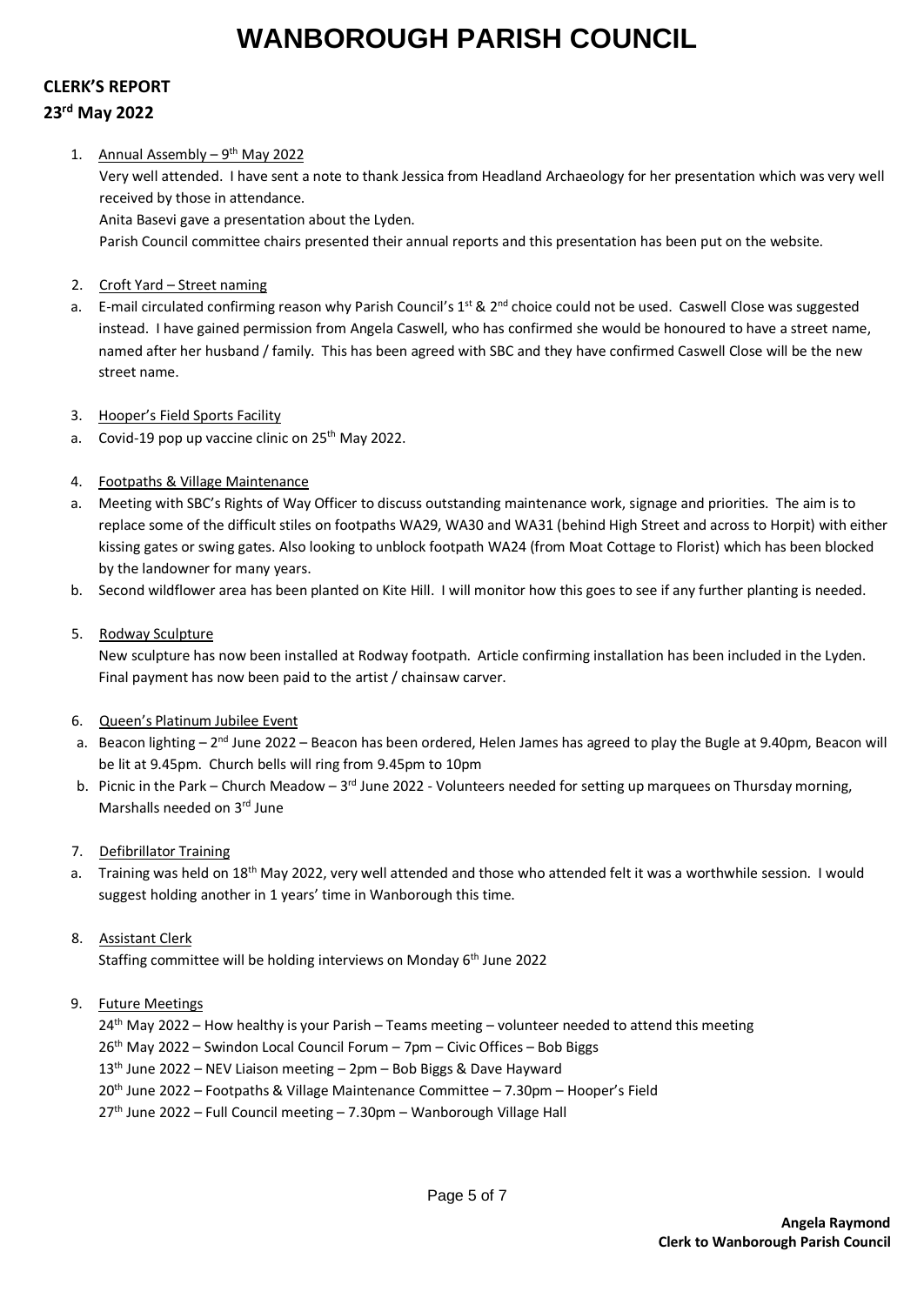# WANBOROUGH PARISH COUNCIL

**CLERK'S REPORT**

**23rd May 2022**

1. Annual Assembly – 9th May 2022

   Very well attended. I have sent a note to thank Jessica from Headland Archaeology for her presentation which was very well received by those in attendance.

   Anita Basevi gave a presentation about the Lyden.

   Parish Council committee chairs presented their annual reports and this presentation has been put on the website.

2. Croft Yard – Street naming

   a. E-mail circulated confirming reason why Parish Council's 1st & 2nd choice could not be used. Caswell Close was suggested instead. I have gained permission from Angela Caswell, who has confirmed she would be honoured to have a street name, named after her husband / family. This has been agreed with SBC and they have confirmed Caswell Close will be the new street name.

3. Hooper's Field Sports Facility

   a. Covid-19 pop up vaccine clinic on 25th May 2022.

4. Footpaths & Village Maintenance

   a. Meeting with SBC's Rights of Way Officer to discuss outstanding maintenance work, signage and priorities. The aim is to replace some of the difficult stiles on footpaths WA29, WA30 and WA31 (behind High Street and across to Horpit) with either kissing gates or swing gates. Also looking to unblock footpath WA24 (from Moat Cottage to Florist) which has been blocked by the landowner for many years.

   b. Second wildflower area has been planted on Kite Hill. I will monitor how this goes to see if any further planting is needed.

5. Rodway Sculpture

   New sculpture has now been installed at Rodway footpath. Article confirming installation has been included in the Lyden. Final payment has now been paid to the artist / chainsaw carver.

6. Queen's Platinum Jubilee Event

   a. Beacon lighting – 2nd June 2022 – Beacon has been ordered, Helen James has agreed to play the Bugle at 9.40pm, Beacon will be lit at 9.45pm. Church bells will ring from 9.45pm to 10pm

   b. Picnic in the Park – Church Meadow – 3rd June 2022 - Volunteers needed for setting up marquees on Thursday morning, Marshalls needed on 3rd June

7. Defibrillator Training

   a. Training was held on 18th May 2022, very well attended and those who attended felt it was a worthwhile session. I would suggest holding another in 1 years' time in Wanborough this time.

8. Assistant Clerk

   Staffing committee will be holding interviews on Monday 6th June 2022

9. Future Meetings

   24th May 2022 – How healthy is your Parish – Teams meeting – volunteer needed to attend this meeting
   26th May 2022 – Swindon Local Council Forum – 7pm – Civic Offices – Bob Biggs
   13th June 2022 – NEV Liaison meeting – 2pm – Bob Biggs & Dave Hayward
   20th June 2022 – Footpaths & Village Maintenance Committee – 7.30pm – Hooper's Field
   27th June 2022 – Full Council meeting – 7.30pm – Wanborough Village Hall

**Angela Raymond**
**Clerk to Wanborough Parish Council**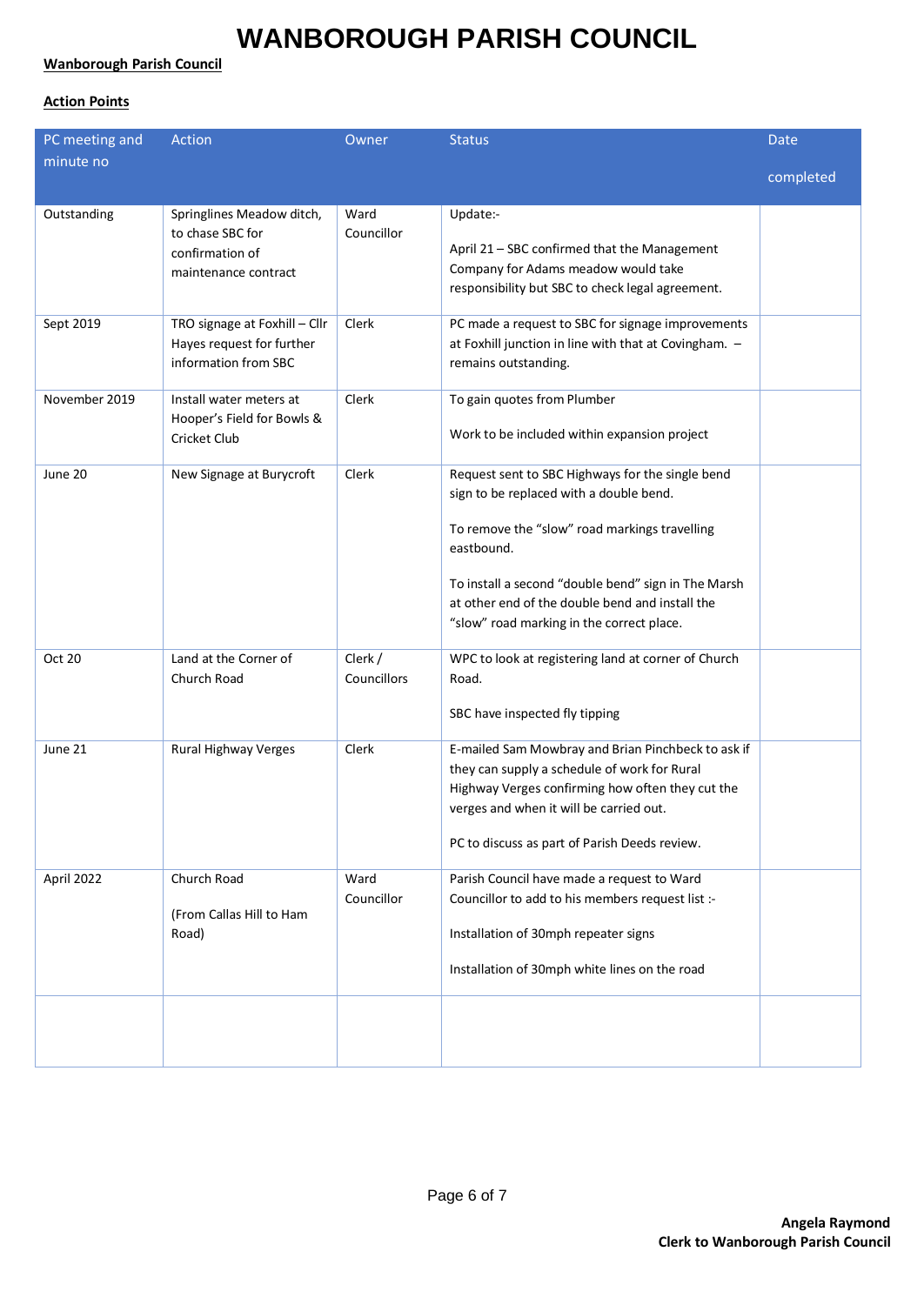# WANBOROUGH PARISH COUNCIL

**Wanborough Parish Council**

**Action Points**

| PC meeting and minute no | Action | Owner | Status | Date completed |
|---|---|---|---|---|
| Outstanding | Springlines Meadow ditch, to chase SBC for confirmation of maintenance contract | Ward Councillor | Update:-<br><br>April 21 – SBC confirmed that the Management Company for Adams meadow would take responsibility but SBC to check legal agreement. | |
| Sept 2019 | TRO signage at Foxhill – Cllr Hayes request for further information from SBC | Clerk | PC made a request to SBC for signage improvements at Foxhill junction in line with that at Covingham. – remains outstanding. | |
| November 2019 | Install water meters at Hooper's Field for Bowls & Cricket Club | Clerk | To gain quotes from Plumber<br><br>Work to be included within expansion project | |
| June 20 | New Signage at Burycroft | Clerk | Request sent to SBC Highways for the single bend sign to be replaced with a double bend.<br><br>To remove the "slow" road markings travelling eastbound.<br><br>To install a second "double bend" sign in The Marsh at other end of the double bend and install the "slow" road marking in the correct place. | |
| Oct 20 | Land at the Corner of Church Road | Clerk / Councillors | WPC to look at registering land at corner of Church Road.<br><br>SBC have inspected fly tipping | |
| June 21 | Rural Highway Verges | Clerk | E-mailed Sam Mowbray and Brian Pinchbeck to ask if they can supply a schedule of work for Rural Highway Verges confirming how often they cut the verges and when it will be carried out.<br><br>PC to discuss as part of Parish Deeds review. | |
| April 2022 | Church Road<br><br>(From Callas Hill to Ham Road) | Ward Councillor | Parish Council have made a request to Ward Councillor to add to his members request list :-<br><br>Installation of 30mph repeater signs<br><br>Installation of 30mph white lines on the road | |
| | | | | |

**Angela Raymond**
**Clerk to Wanborough Parish Council**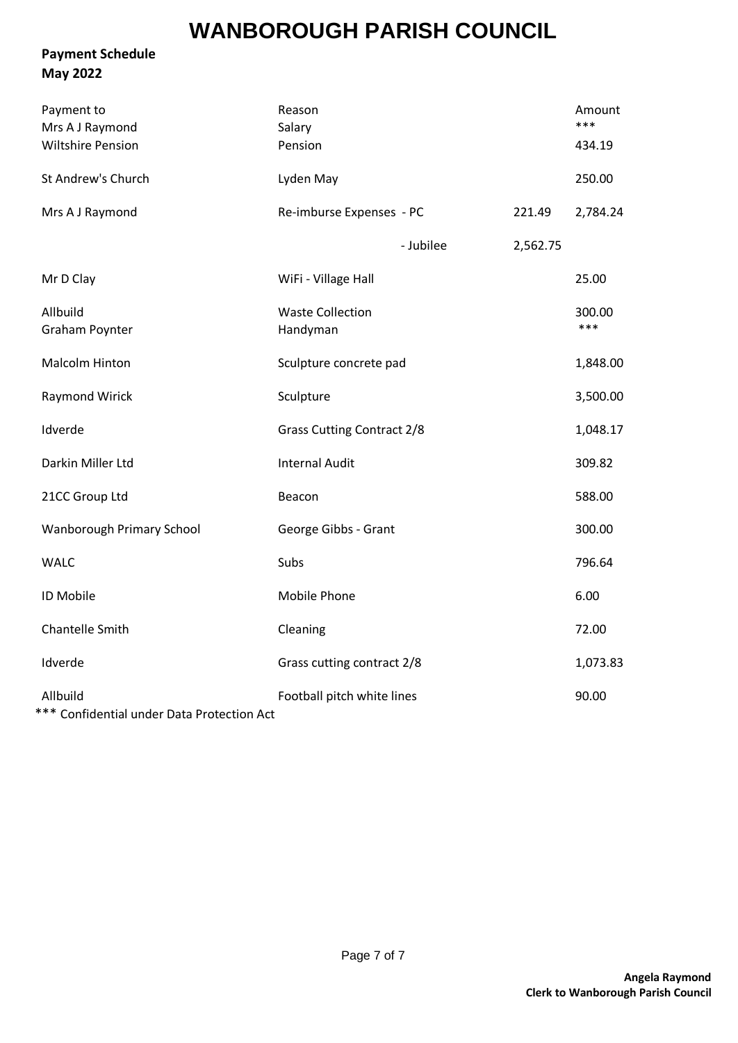# WANBOROUGH PARISH COUNCIL

**Payment Schedule**
**May 2022**

| Payment to | Reason | | Amount |
|---|---|---|---|
| Mrs A J Raymond | Salary | | *** |
| Wiltshire Pension | Pension | | 434.19 |
| St Andrew's Church | Lyden May | | 250.00 |
| Mrs A J Raymond | Re-imburse Expenses - PC | 221.49 | 2,784.24 |
| | - Jubilee | 2,562.75 | |
| Mr D Clay | WiFi - Village Hall | | 25.00 |
| Allbuild | Waste Collection | | 300.00 |
| Graham Poynter | Handyman | | *** |
| Malcolm Hinton | Sculpture concrete pad | | 1,848.00 |
| Raymond Wirick | Sculpture | | 3,500.00 |
| Idverde | Grass Cutting Contract 2/8 | | 1,048.17 |
| Darkin Miller Ltd | Internal Audit | | 309.82 |
| 21CC Group Ltd | Beacon | | 588.00 |
| Wanborough Primary School | George Gibbs - Grant | | 300.00 |
| WALC | Subs | | 796.64 |
| ID Mobile | Mobile Phone | | 6.00 |
| Chantelle Smith | Cleaning | | 72.00 |
| Idverde | Grass cutting contract 2/8 | | 1,073.83 |
| Allbuild | Football pitch white lines | | 90.00 |

*** Confidential under Data Protection Act

**Angela Raymond**
**Clerk to Wanborough Parish Council**